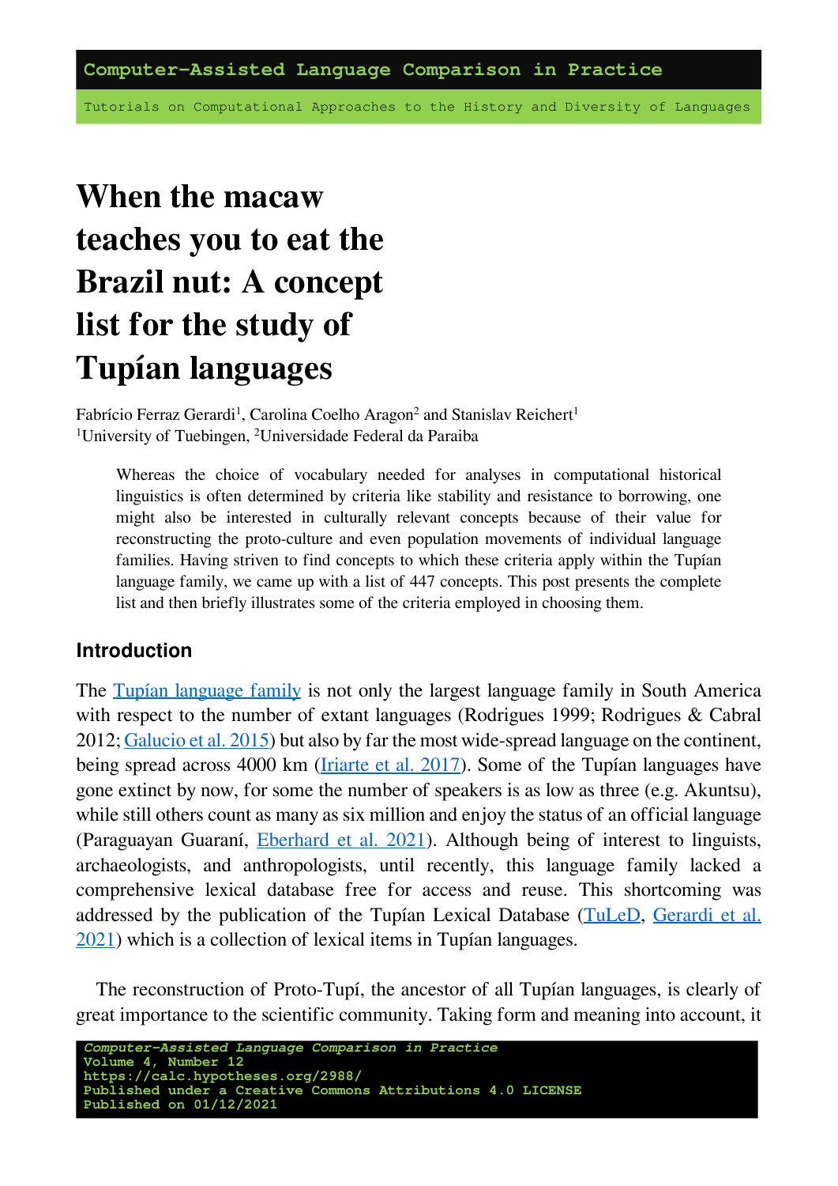Computer-Assisted Language Comparison in Practice

Tutorials on Computational Approaches to the History and Diversity of Languages

# When the macaw teaches you to eat the Brazil nut: A concept list for the study of Tupían languages

Fabrício Ferraz Gerardi[1], Carolina Coelho Aragon[2] and Stanislav Reichert[1]
[1]University of Tuebingen, [2]Universidade Federal da Paraiba

> Whereas the choice of vocabulary needed for analyses in computational historical linguistics is often determined by criteria like stability and resistance to borrowing, one might also be interested in culturally relevant concepts because of their value for reconstructing the proto-culture and even population movements of individual language families. Having striven to find concepts to which these criteria apply within the Tupían language family, we came up with a list of 447 concepts. This post presents the complete list and then briefly illustrates some of the criteria employed in choosing them.

## Introduction

The [Tupían language family](https://glottolog.org/resource/languoid/id/tupi1275) is not only the largest language family in South America with respect to the number of extant languages (Rodrigues 1999; Rodrigues & Cabral 2012; [Galucio et al. 2015](https://doi.org/10.1590/1981-81222015000200004)) but also by far the most wide-spread language on the continent, being spread across 4000 km ([Iriarte et al. 2017](https://doi.org/10.1016/j.quascirev.2016.11.033)). Some of the Tupían languages have gone extinct by now, for some the number of speakers is as low as three (e.g. Akuntsu), while still others count as many as six million and enjoy the status of an official language (Paraguayan Guaraní, [Eberhard et al. 2021](https://www.ethnologue.com)). Although being of interest to linguists, archaeologists, and anthropologists, until recently, this language family lacked a comprehensive lexical database free for access and reuse. This shortcoming was addressed by the publication of the Tupían Lexical Database ([TuLeD](https://tuled.org), [Gerardi et al. 2021](https://doi.org/10.5281/zenodo.4629306)) which is a collection of lexical items in Tupían languages.

The reconstruction of Proto-Tupí, the ancestor of all Tupían languages, is clearly of great importance to the scientific community. Taking form and meaning into account, it

*Computer-Assisted Language Comparison in Practice*
Volume 4, Number 12
https://calc.hypotheses.org/2988/
Published under a Creative Commons Attributions 4.0 LICENSE
Published on 01/12/2021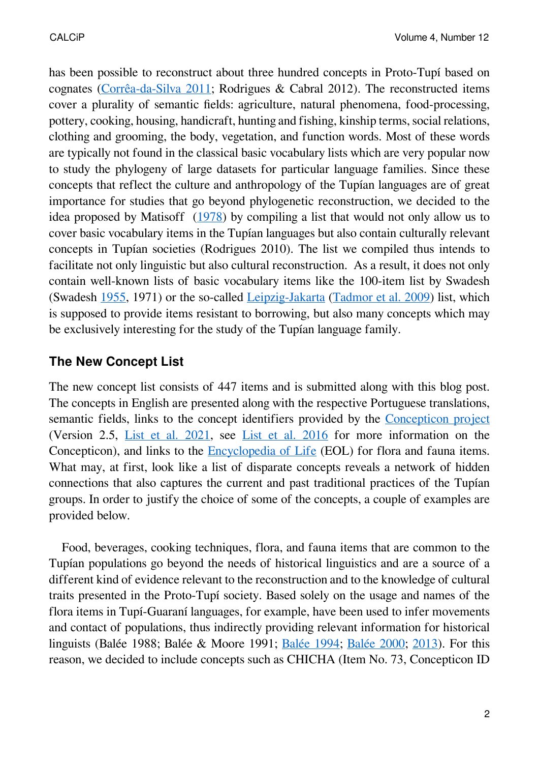has been possible to reconstruct about three hundred concepts in Proto-Tupí based on cognates (Corrêa-da-Silva 2011; Rodrigues & Cabral 2012). The reconstructed items cover a plurality of semantic fields: agriculture, natural phenomena, food-processing, pottery, cooking, housing, handicraft, hunting and fishing, kinship terms, social relations, clothing and grooming, the body, vegetation, and function words. Most of these words are typically not found in the classical basic vocabulary lists which are very popular now to study the phylogeny of large datasets for particular language families. Since these concepts that reflect the culture and anthropology of the Tupían languages are of great importance for studies that go beyond phylogenetic reconstruction, we decided to the idea proposed by Matisoff (1978) by compiling a list that would not only allow us to cover basic vocabulary items in the Tupían languages but also contain culturally relevant concepts in Tupían societies (Rodrigues 2010). The list we compiled thus intends to facilitate not only linguistic but also cultural reconstruction. As a result, it does not only contain well-known lists of basic vocabulary items like the 100-item list by Swadesh (Swadesh 1955, 1971) or the so-called Leipzig-Jakarta (Tadmor et al. 2009) list, which is supposed to provide items resistant to borrowing, but also many concepts which may be exclusively interesting for the study of the Tupían language family.

## The New Concept List

The new concept list consists of 447 items and is submitted along with this blog post. The concepts in English are presented along with the respective Portuguese translations, semantic fields, links to the concept identifiers provided by the Concepticon project (Version 2.5, List et al. 2021, see List et al. 2016 for more information on the Concepticon), and links to the Encyclopedia of Life (EOL) for flora and fauna items. What may, at first, look like a list of disparate concepts reveals a network of hidden connections that also captures the current and past traditional practices of the Tupían groups. In order to justify the choice of some of the concepts, a couple of examples are provided below.

Food, beverages, cooking techniques, flora, and fauna items that are common to the Tupían populations go beyond the needs of historical linguistics and are a source of a different kind of evidence relevant to the reconstruction and to the knowledge of cultural traits presented in the Proto-Tupí society. Based solely on the usage and names of the flora items in Tupí-Guaraní languages, for example, have been used to infer movements and contact of populations, thus indirectly providing relevant information for historical linguists (Balée 1988; Balée & Moore 1991; Balée 1994; Balée 2000; 2013). For this reason, we decided to include concepts such as CHICHA (Item No. 73, Concepticon ID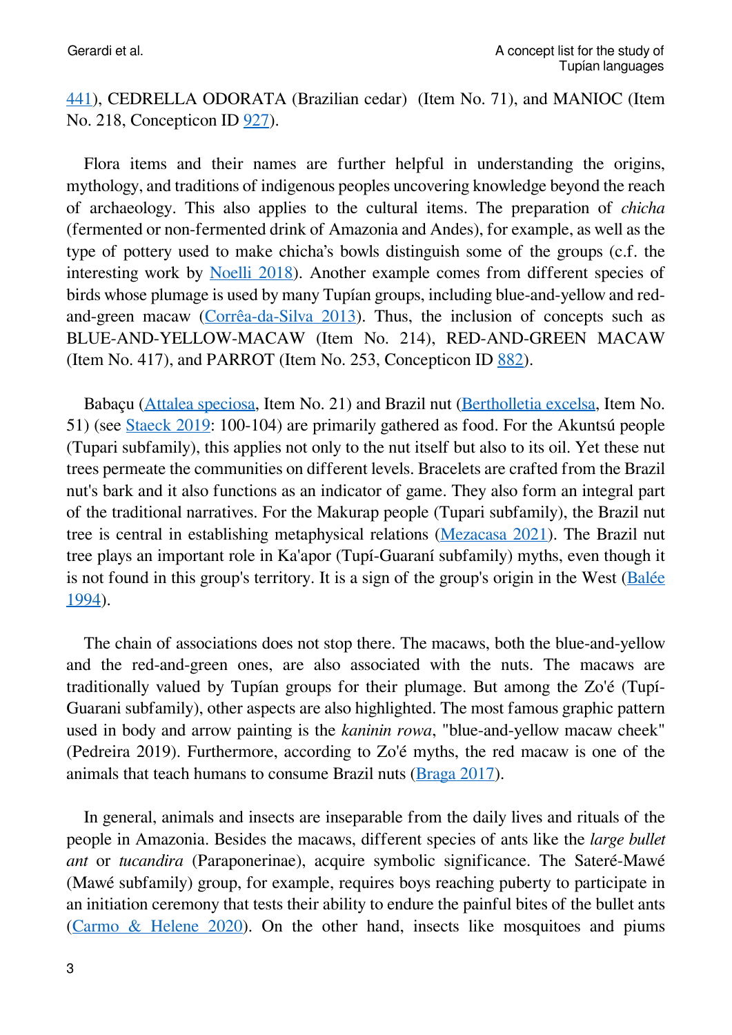441), CEDRELLA ODORATA (Brazilian cedar)  (Item No. 71), and MANIOC (Item No. 218, Concepticon ID 927).

Flora items and their names are further helpful in understanding the origins, mythology, and traditions of indigenous peoples uncovering knowledge beyond the reach of archaeology. This also applies to the cultural items. The preparation of *chicha* (fermented or non-fermented drink of Amazonia and Andes), for example, as well as the type of pottery used to make chicha's bowls distinguish some of the groups (c.f. the interesting work by Noelli 2018). Another example comes from different species of birds whose plumage is used by many Tupían groups, including blue-and-yellow and red-and-green macaw (Corrêa-da-Silva 2013). Thus, the inclusion of concepts such as BLUE-AND-YELLOW-MACAW (Item No. 214), RED-AND-GREEN MACAW (Item No. 417), and PARROT (Item No. 253, Concepticon ID 882).

Babaçu (Attalea speciosa, Item No. 21) and Brazil nut (Bertholletia excelsa, Item No. 51) (see Staeck 2019: 100-104) are primarily gathered as food. For the Akuntsú people (Tupari subfamily), this applies not only to the nut itself but also to its oil. Yet these nut trees permeate the communities on different levels. Bracelets are crafted from the Brazil nut's bark and it also functions as an indicator of game. They also form an integral part of the traditional narratives. For the Makurap people (Tupari subfamily), the Brazil nut tree is central in establishing metaphysical relations (Mezacasa 2021). The Brazil nut tree plays an important role in Ka'apor (Tupí-Guaraní subfamily) myths, even though it is not found in this group's territory. It is a sign of the group's origin in the West (Balée 1994).

The chain of associations does not stop there. The macaws, both the blue-and-yellow and the red-and-green ones, are also associated with the nuts. The macaws are traditionally valued by Tupían groups for their plumage. But among the Zo'é (Tupí-Guarani subfamily), other aspects are also highlighted. The most famous graphic pattern used in body and arrow painting is the *kaninin rowa*, "blue-and-yellow macaw cheek" (Pedreira 2019). Furthermore, according to Zo'é myths, the red macaw is one of the animals that teach humans to consume Brazil nuts (Braga 2017).

In general, animals and insects are inseparable from the daily lives and rituals of the people in Amazonia. Besides the macaws, different species of ants like the *large bullet ant* or *tucandira* (Paraponerinae), acquire symbolic significance. The Sateré-Mawé (Mawé subfamily) group, for example, requires boys reaching puberty to participate in an initiation ceremony that tests their ability to endure the painful bites of the bullet ants (Carmo & Helene 2020). On the other hand, insects like mosquitoes and piums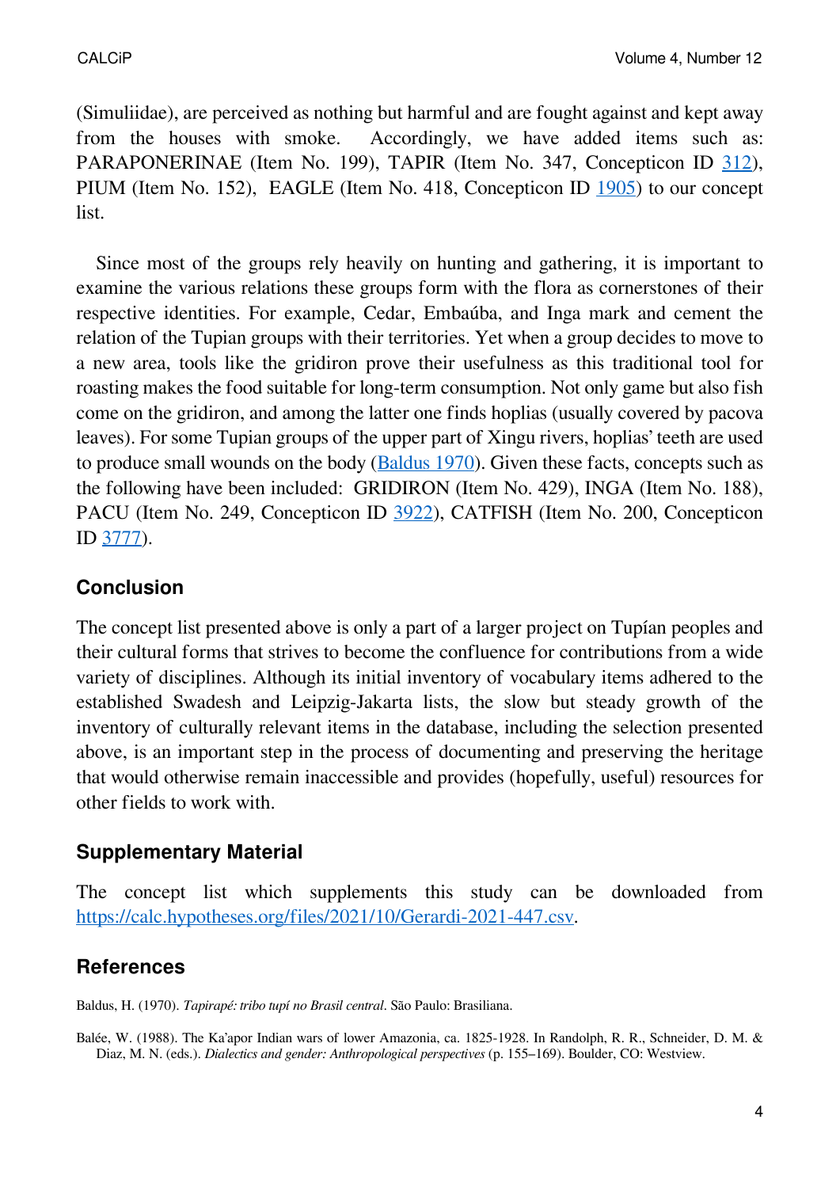(Simuliidae), are perceived as nothing but harmful and are fought against and kept away from the houses with smoke. Accordingly, we have added items such as: PARAPONERINAE (Item No. 199), TAPIR (Item No. 347, Concepticon ID [312](https://concepticon.clld.org/parameters/312)), PIUM (Item No. 152), EAGLE (Item No. 418, Concepticon ID [1905](https://concepticon.clld.org/parameters/1905)) to our concept list.

Since most of the groups rely heavily on hunting and gathering, it is important to examine the various relations these groups form with the flora as cornerstones of their respective identities. For example, Cedar, Embaúba, and Inga mark and cement the relation of the Tupian groups with their territories. Yet when a group decides to move to a new area, tools like the gridiron prove their usefulness as this traditional tool for roasting makes the food suitable for long-term consumption. Not only game but also fish come on the gridiron, and among the latter one finds hoplias (usually covered by pacova leaves). For some Tupian groups of the upper part of Xingu rivers, hoplias' teeth are used to produce small wounds on the body (Baldus 1970). Given these facts, concepts such as the following have been included: GRIDIRON (Item No. 429), INGA (Item No. 188), PACU (Item No. 249, Concepticon ID [3922](https://concepticon.clld.org/parameters/3922)), CATFISH (Item No. 200, Concepticon ID [3777](https://concepticon.clld.org/parameters/3777)).

## Conclusion

The concept list presented above is only a part of a larger project on Tupían peoples and their cultural forms that strives to become the confluence for contributions from a wide variety of disciplines. Although its initial inventory of vocabulary items adhered to the established Swadesh and Leipzig-Jakarta lists, the slow but steady growth of the inventory of culturally relevant items in the database, including the selection presented above, is an important step in the process of documenting and preserving the heritage that would otherwise remain inaccessible and provides (hopefully, useful) resources for other fields to work with.

## Supplementary Material

The concept list which supplements this study can be downloaded from <https://calc.hypotheses.org/files/2021/10/Gerardi-2021-447.csv>.

## References

Baldus, H. (1970). *Tapirapé: tribo tupí no Brasil central*. São Paulo: Brasiliana.

Balée, W. (1988). The Ka'apor Indian wars of lower Amazonia, ca. 1825-1928. In Randolph, R. R., Schneider, D. M. & Diaz, M. N. (eds.). *Dialectics and gender: Anthropological perspectives* (p. 155–169). Boulder, CO: Westview.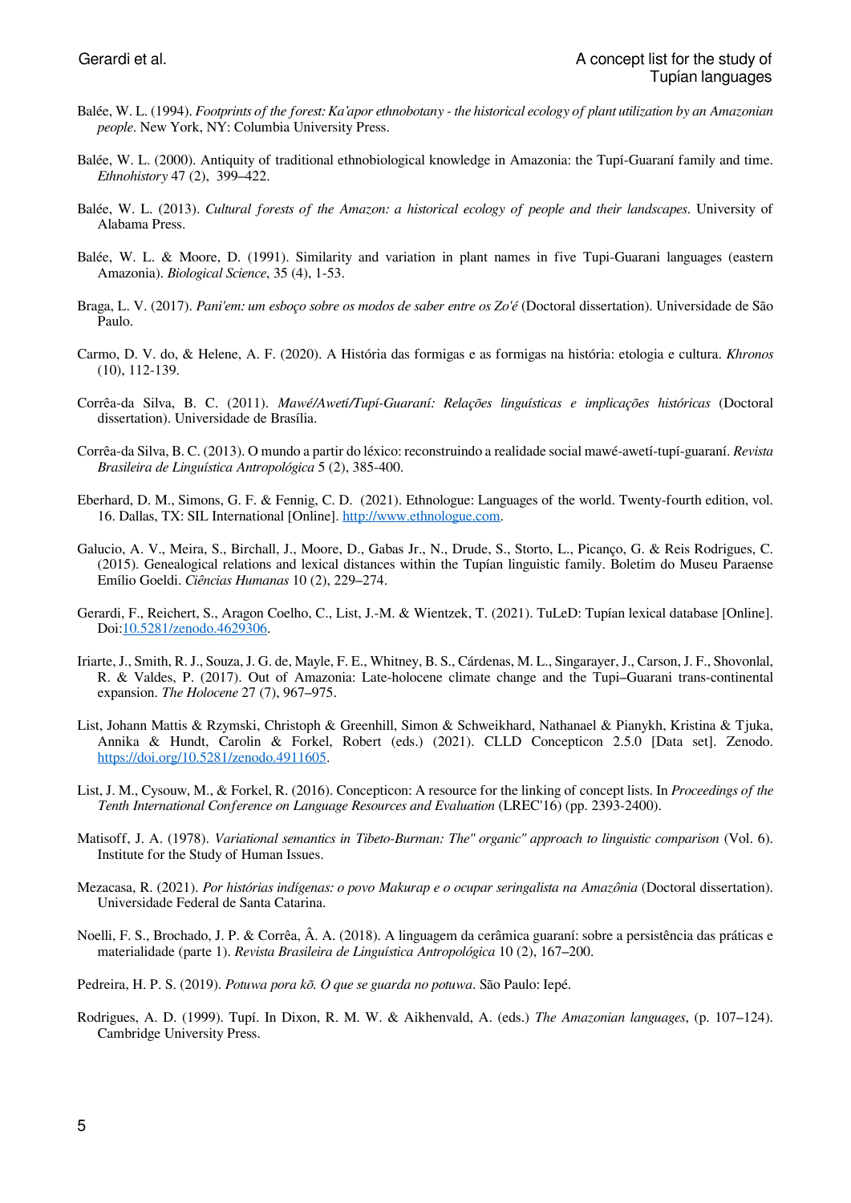Balée, W. L. (1994). *Footprints of the forest: Ka'apor ethnobotany - the historical ecology of plant utilization by an Amazonian people*. New York, NY: Columbia University Press.

Balée, W. L. (2000). Antiquity of traditional ethnobiological knowledge in Amazonia: the Tupí-Guaraní family and time. *Ethnohistory* 47 (2), 399–422.

Balée, W. L. (2013). *Cultural forests of the Amazon: a historical ecology of people and their landscapes*. University of Alabama Press.

Balée, W. L. & Moore, D. (1991). Similarity and variation in plant names in five Tupi-Guarani languages (eastern Amazonia). *Biological Science*, 35 (4), 1-53.

Braga, L. V. (2017). *Pani'em: um esboço sobre os modos de saber entre os Zo'é* (Doctoral dissertation). Universidade de São Paulo.

Carmo, D. V. do, & Helene, A. F. (2020). A História das formigas e as formigas na história: etologia e cultura. *Khronos* (10), 112-139.

Corrêa-da Silva, B. C. (2011). *Mawé/Awetí/Tupí-Guaraní: Relações linguísticas e implicações históricas* (Doctoral dissertation). Universidade de Brasília.

Corrêa-da Silva, B. C. (2013). O mundo a partir do léxico: reconstruindo a realidade social mawé-awetí-tupí-guaraní. *Revista Brasileira de Linguística Antropológica* 5 (2), 385-400.

Eberhard, D. M., Simons, G. F. & Fennig, C. D. (2021). Ethnologue: Languages of the world. Twenty-fourth edition, vol. 16. Dallas, TX: SIL International [Online]. http://www.ethnologue.com.

Galucio, A. V., Meira, S., Birchall, J., Moore, D., Gabas Jr., N., Drude, S., Storto, L., Picanço, G. & Reis Rodrigues, C. (2015). Genealogical relations and lexical distances within the Tupían linguistic family. Boletim do Museu Paraense Emílio Goeldi. *Ciências Humanas* 10 (2), 229–274.

Gerardi, F., Reichert, S., Aragon Coelho, C., List, J.-M. & Wientzek, T. (2021). TuLeD: Tupían lexical database [Online]. Doi:10.5281/zenodo.4629306.

Iriarte, J., Smith, R. J., Souza, J. G. de, Mayle, F. E., Whitney, B. S., Cárdenas, M. L., Singarayer, J., Carson, J. F., Shovonlal, R. & Valdes, P. (2017). Out of Amazonia: Late-holocene climate change and the Tupi–Guarani trans-continental expansion. *The Holocene* 27 (7), 967–975.

List, Johann Mattis & Rzymski, Christoph & Greenhill, Simon & Schweikhard, Nathanael & Pianykh, Kristina & Tjuka, Annika & Hundt, Carolin & Forkel, Robert (eds.) (2021). CLLD Concepticon 2.5.0 [Data set]. Zenodo. https://doi.org/10.5281/zenodo.4911605.

List, J. M., Cysouw, M., & Forkel, R. (2016). Concepticon: A resource for the linking of concept lists. In *Proceedings of the Tenth International Conference on Language Resources and Evaluation* (LREC'16) (pp. 2393-2400).

Matisoff, J. A. (1978). *Variational semantics in Tibeto-Burman: The" organic" approach to linguistic comparison* (Vol. 6). Institute for the Study of Human Issues.

Mezacasa, R. (2021). *Por histórias indígenas: o povo Makurap e o ocupar seringalista na Amazônia* (Doctoral dissertation). Universidade Federal de Santa Catarina.

Noelli, F. S., Brochado, J. P. & Corrêa, Â. A. (2018). A linguagem da cerâmica guaraní: sobre a persistência das práticas e materialidade (parte 1). *Revista Brasileira de Linguística Antropológica* 10 (2), 167–200.

Pedreira, H. P. S. (2019). *Potuwa pora kõ. O que se guarda no potuwa*. São Paulo: Iepé.

Rodrigues, A. D. (1999). Tupí. In Dixon, R. M. W. & Aikhenvald, A. (eds.) *The Amazonian languages*, (p. 107–124). Cambridge University Press.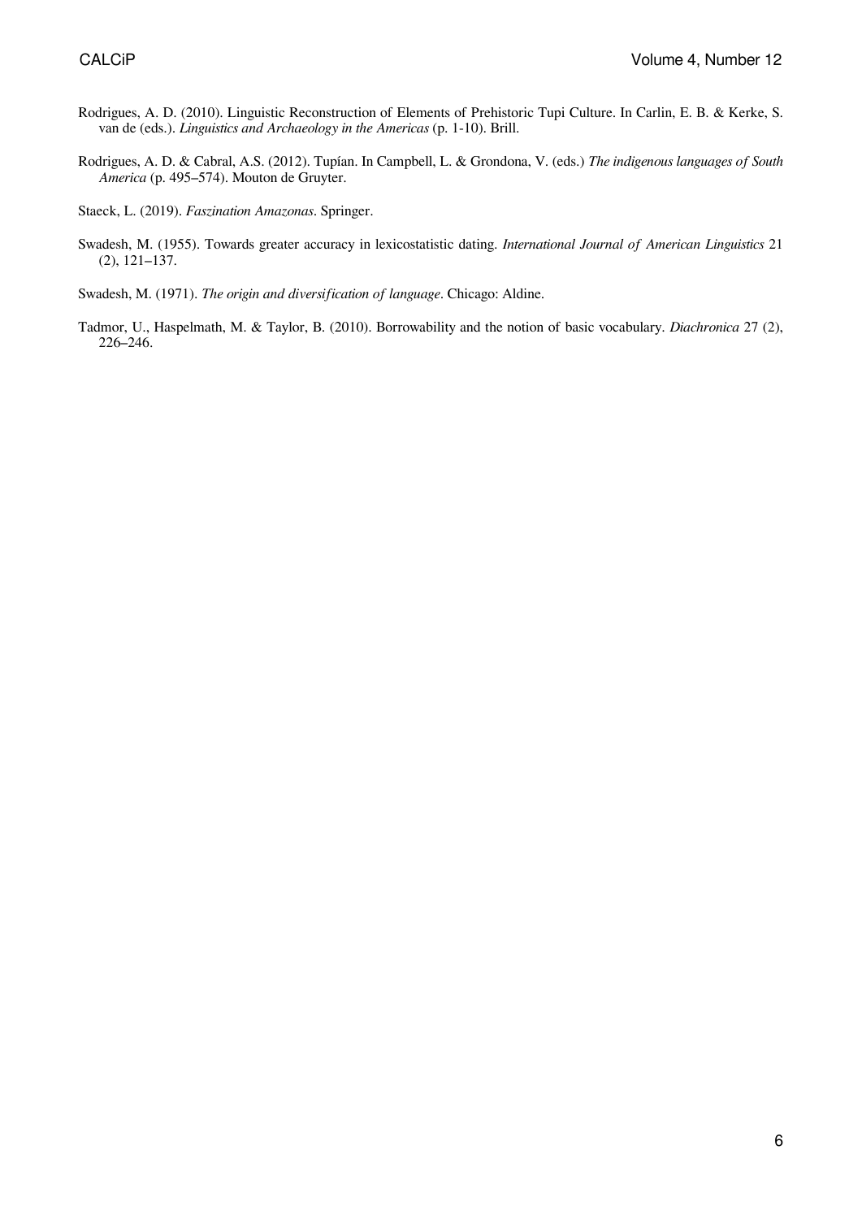Rodrigues, A. D. (2010). Linguistic Reconstruction of Elements of Prehistoric Tupi Culture. In Carlin, E. B. & Kerke, S. van de (eds.). *Linguistics and Archaeology in the Americas* (p. 1-10). Brill.

Rodrigues, A. D. & Cabral, A.S. (2012). Tupían. In Campbell, L. & Grondona, V. (eds.) *The indigenous languages of South America* (p. 495–574). Mouton de Gruyter.

Staeck, L. (2019). *Faszination Amazonas*. Springer.

Swadesh, M. (1955). Towards greater accuracy in lexicostatistic dating. *International Journal of American Linguistics* 21 (2), 121–137.

Swadesh, M. (1971). *The origin and diversification of language*. Chicago: Aldine.

Tadmor, U., Haspelmath, M. & Taylor, B. (2010). Borrowability and the notion of basic vocabulary. *Diachronica* 27 (2), 226–246.